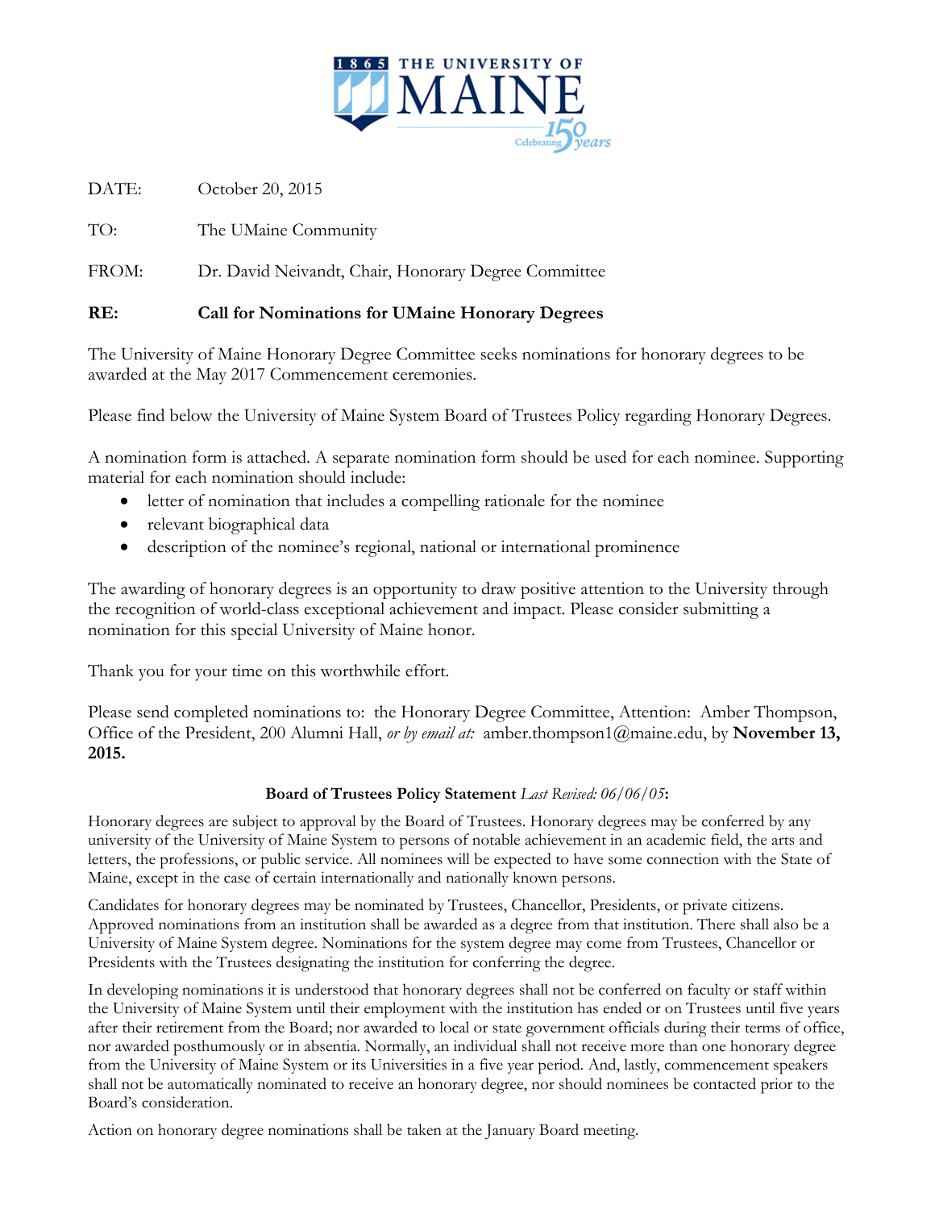1865 THE UNIVERSITY OF MAINE — Celebrating 150 years

DATE: October 20, 2015

TO: The UMaine Community

FROM: Dr. David Neivandt, Chair, Honorary Degree Committee

**RE: Call for Nominations for UMaine Honorary Degrees**

The University of Maine Honorary Degree Committee seeks nominations for honorary degrees to be awarded at the May 2017 Commencement ceremonies.

Please find below the University of Maine System Board of Trustees Policy regarding Honorary Degrees.

A nomination form is attached. A separate nomination form should be used for each nominee. Supporting material for each nomination should include:

- letter of nomination that includes a compelling rationale for the nominee
- relevant biographical data
- description of the nominee's regional, national or international prominence

The awarding of honorary degrees is an opportunity to draw positive attention to the University through the recognition of world-class exceptional achievement and impact. Please consider submitting a nomination for this special University of Maine honor.

Thank you for your time on this worthwhile effort.

Please send completed nominations to: the Honorary Degree Committee, Attention: Amber Thompson, Office of the President, 200 Alumni Hall, *or by email at:* amber.thompson1@maine.edu, by **November 13, 2015.**

**Board of Trustees Policy Statement** *Last Revised: 06/06/05*:

Honorary degrees are subject to approval by the Board of Trustees. Honorary degrees may be conferred by any university of the University of Maine System to persons of notable achievement in an academic field, the arts and letters, the professions, or public service. All nominees will be expected to have some connection with the State of Maine, except in the case of certain internationally and nationally known persons.

Candidates for honorary degrees may be nominated by Trustees, Chancellor, Presidents, or private citizens. Approved nominations from an institution shall be awarded as a degree from that institution. There shall also be a University of Maine System degree. Nominations for the system degree may come from Trustees, Chancellor or Presidents with the Trustees designating the institution for conferring the degree.

In developing nominations it is understood that honorary degrees shall not be conferred on faculty or staff within the University of Maine System until their employment with the institution has ended or on Trustees until five years after their retirement from the Board; nor awarded to local or state government officials during their terms of office, nor awarded posthumously or in absentia. Normally, an individual shall not receive more than one honorary degree from the University of Maine System or its Universities in a five year period. And, lastly, commencement speakers shall not be automatically nominated to receive an honorary degree, nor should nominees be contacted prior to the Board's consideration.

Action on honorary degree nominations shall be taken at the January Board meeting.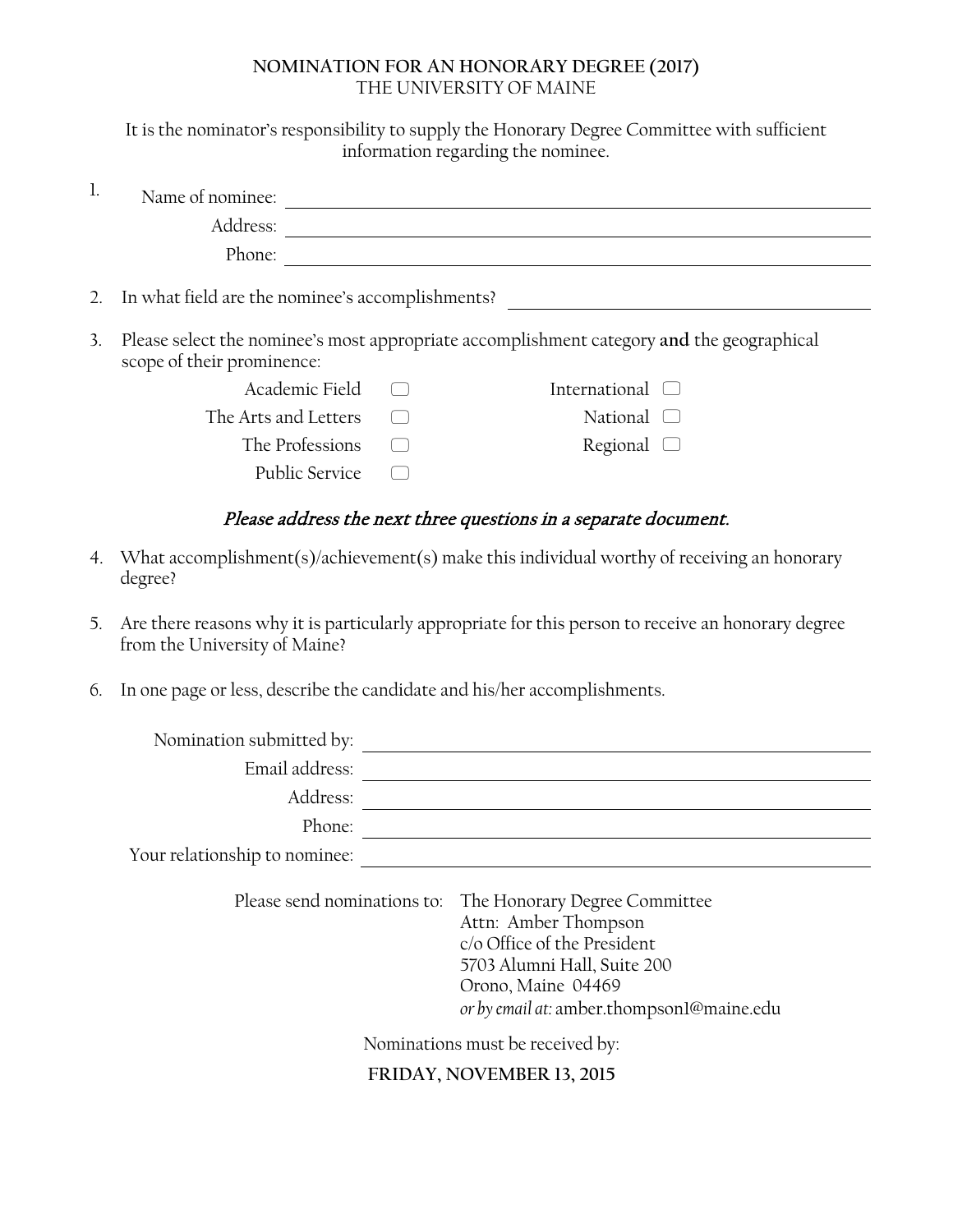**NOMINATION FOR AN HONORARY DEGREE (2017)**
THE UNIVERSITY OF MAINE

It is the nominator's responsibility to supply the Honorary Degree Committee with sufficient information regarding the nominee.

1. Name of nominee: ______________________________

   Address: ______________________________

   Phone: ______________________________

2. In what field are the nominee's accomplishments? ______________________________

3. Please select the nominee's most appropriate accomplishment category **and** the geographical scope of their prominence:

| | | | |
|---|---|---|---|
| Academic Field | ☐ | International | ☐ |
| The Arts and Letters | ☐ | National | ☐ |
| The Professions | ☐ | Regional | ☐ |
| Public Service | ☐ | | |

*Please address the next three questions in a separate document.*

4. What accomplishment(s)/achievement(s) make this individual worthy of receiving an honorary degree?

5. Are there reasons why it is particularly appropriate for this person to receive an honorary degree from the University of Maine?

6. In one page or less, describe the candidate and his/her accomplishments.

Nomination submitted by: ______________________________

Email address: ______________________________

Address: ______________________________

Phone: ______________________________

Your relationship to nominee: ______________________________

Please send nominations to: The Honorary Degree Committee
Attn: Amber Thompson
c/o Office of the President
5703 Alumni Hall, Suite 200
Orono, Maine 04469
*or by email at:* amber.thompson1@maine.edu

Nominations must be received by:

**FRIDAY, NOVEMBER 13, 2015**